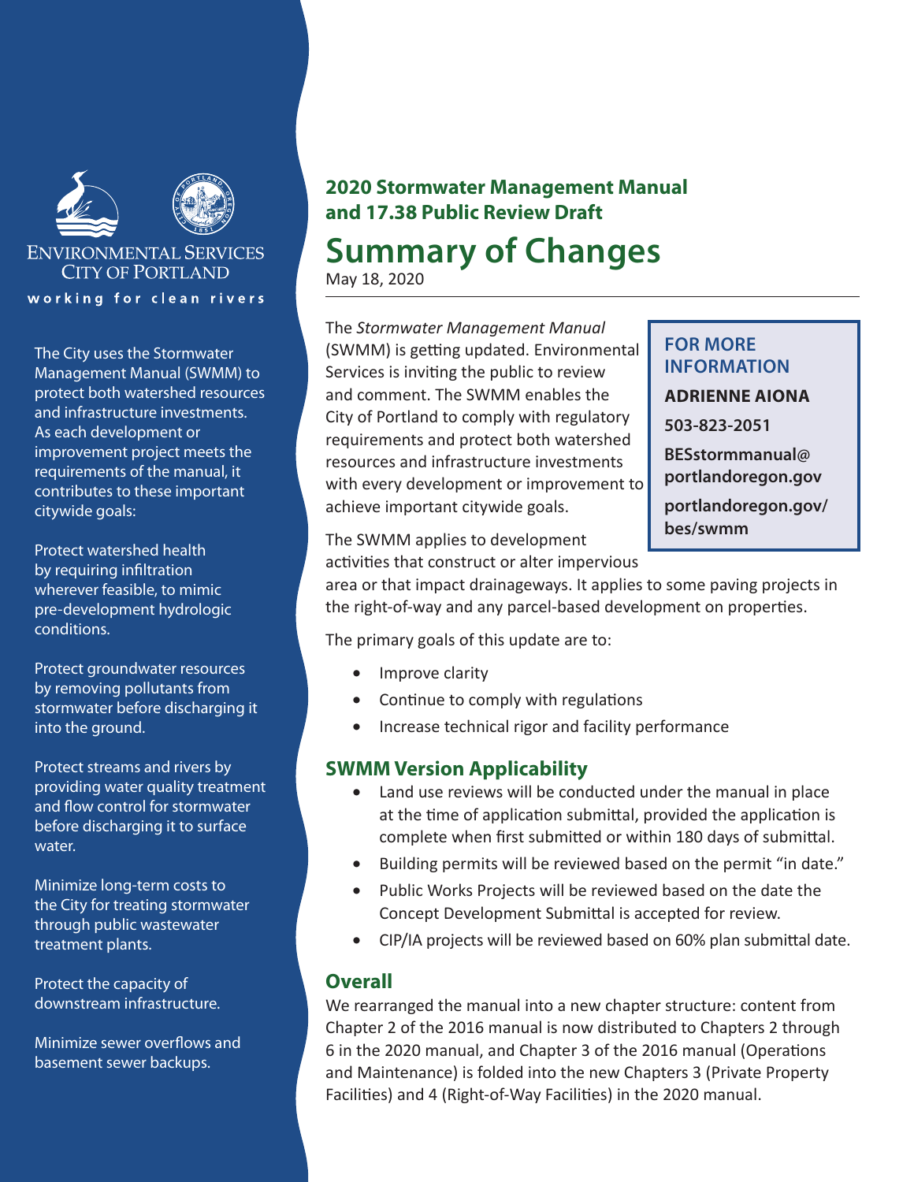ENVIRONMENTAL SERVICES
CITY OF PORTLAND

working for clean rivers

The City uses the Stormwater Management Manual (SWMM) to protect both watershed resources and infrastructure investments. As each development or improvement project meets the requirements of the manual, it contributes to these important citywide goals:

Protect watershed health by requiring infiltration wherever feasible, to mimic pre-development hydrologic conditions.

Protect groundwater resources by removing pollutants from stormwater before discharging it into the ground.

Protect streams and rivers by providing water quality treatment and flow control for stormwater before discharging it to surface water.

Minimize long-term costs to the City for treating stormwater through public wastewater treatment plants.

Protect the capacity of downstream infrastructure.

Minimize sewer overflows and basement sewer backups.

**2020 Stormwater Management Manual and 17.38 Public Review Draft**

# Summary of Changes

May 18, 2020

The *Stormwater Management Manual* (SWMM) is getting updated. Environmental Services is inviting the public to review and comment. The SWMM enables the City of Portland to comply with regulatory requirements and protect both watershed resources and infrastructure investments with every development or improvement to achieve important citywide goals.

**FOR MORE INFORMATION**

**ADRIENNE AIONA**

**503-823-2051**

**BESstormmanual@portlandoregon.gov**

**portlandoregon.gov/bes/swmm**

The SWMM applies to development activities that construct or alter impervious area or that impact drainageways. It applies to some paving projects in the right-of-way and any parcel-based development on properties.

The primary goals of this update are to:

- Improve clarity
- Continue to comply with regulations
- Increase technical rigor and facility performance

## SWMM Version Applicability

- Land use reviews will be conducted under the manual in place at the time of application submittal, provided the application is complete when first submitted or within 180 days of submittal.
- Building permits will be reviewed based on the permit "in date."
- Public Works Projects will be reviewed based on the date the Concept Development Submittal is accepted for review.
- CIP/IA projects will be reviewed based on 60% plan submittal date.

## Overall

We rearranged the manual into a new chapter structure: content from Chapter 2 of the 2016 manual is now distributed to Chapters 2 through 6 in the 2020 manual, and Chapter 3 of the 2016 manual (Operations and Maintenance) is folded into the new Chapters 3 (Private Property Facilities) and 4 (Right-of-Way Facilities) in the 2020 manual.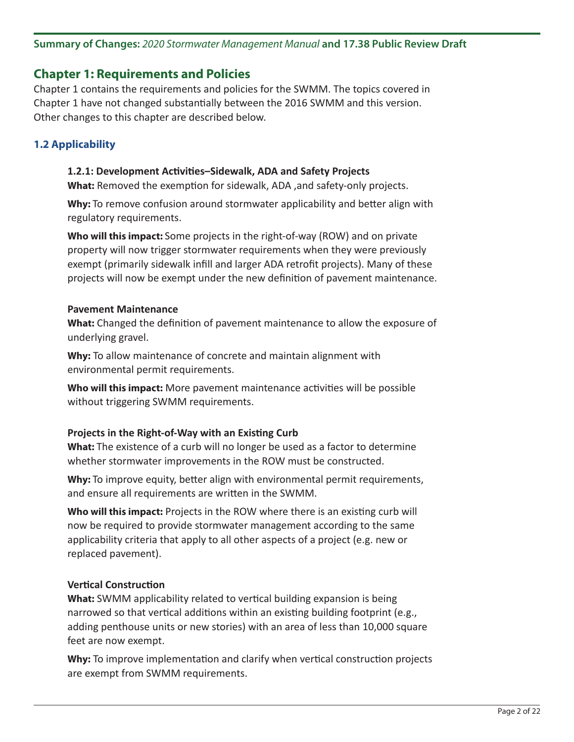## Chapter 1: Requirements and Policies

Chapter 1 contains the requirements and policies for the SWMM. The topics covered in Chapter 1 have not changed substantially between the 2016 SWMM and this version. Other changes to this chapter are described below.

### 1.2 Applicability

#### 1.2.1: Development Activities–Sidewalk, ADA and Safety Projects

**What:** Removed the exemption for sidewalk, ADA ,and safety-only projects.

**Why:** To remove confusion around stormwater applicability and better align with regulatory requirements.

**Who will this impact:** Some projects in the right-of-way (ROW) and on private property will now trigger stormwater requirements when they were previously exempt (primarily sidewalk infill and larger ADA retrofit projects). Many of these projects will now be exempt under the new definition of pavement maintenance.

#### Pavement Maintenance

**What:** Changed the definition of pavement maintenance to allow the exposure of underlying gravel.

**Why:** To allow maintenance of concrete and maintain alignment with environmental permit requirements.

**Who will this impact:** More pavement maintenance activities will be possible without triggering SWMM requirements.

#### Projects in the Right-of-Way with an Existing Curb

**What:** The existence of a curb will no longer be used as a factor to determine whether stormwater improvements in the ROW must be constructed.

**Why:** To improve equity, better align with environmental permit requirements, and ensure all requirements are written in the SWMM.

**Who will this impact:** Projects in the ROW where there is an existing curb will now be required to provide stormwater management according to the same applicability criteria that apply to all other aspects of a project (e.g. new or replaced pavement).

#### Vertical Construction

**What:** SWMM applicability related to vertical building expansion is being narrowed so that vertical additions within an existing building footprint (e.g., adding penthouse units or new stories) with an area of less than 10,000 square feet are now exempt.

**Why:** To improve implementation and clarify when vertical construction projects are exempt from SWMM requirements.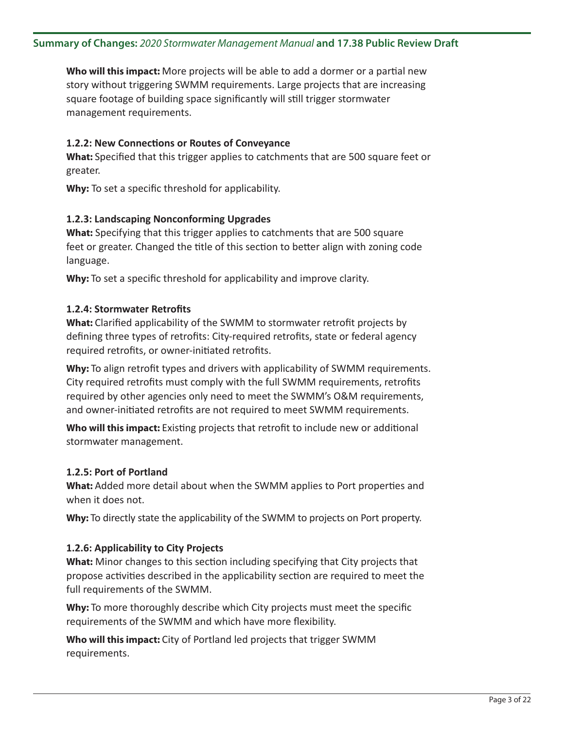**Who will this impact:** More projects will be able to add a dormer or a partial new story without triggering SWMM requirements. Large projects that are increasing square footage of building space significantly will still trigger stormwater management requirements.

### 1.2.2: New Connections or Routes of Conveyance

**What:** Specified that this trigger applies to catchments that are 500 square feet or greater.

**Why:** To set a specific threshold for applicability.

### 1.2.3: Landscaping Nonconforming Upgrades

**What:** Specifying that this trigger applies to catchments that are 500 square feet or greater. Changed the title of this section to better align with zoning code language.

**Why:** To set a specific threshold for applicability and improve clarity.

### 1.2.4: Stormwater Retrofits

**What:** Clarified applicability of the SWMM to stormwater retrofit projects by defining three types of retrofits: City-required retrofits, state or federal agency required retrofits, or owner-initiated retrofits.

**Why:** To align retrofit types and drivers with applicability of SWMM requirements. City required retrofits must comply with the full SWMM requirements, retrofits required by other agencies only need to meet the SWMM's O&M requirements, and owner-initiated retrofits are not required to meet SWMM requirements.

**Who will this impact:** Existing projects that retrofit to include new or additional stormwater management.

### 1.2.5: Port of Portland

**What:** Added more detail about when the SWMM applies to Port properties and when it does not.

**Why:** To directly state the applicability of the SWMM to projects on Port property.

### 1.2.6: Applicability to City Projects

**What:** Minor changes to this section including specifying that City projects that propose activities described in the applicability section are required to meet the full requirements of the SWMM.

**Why:** To more thoroughly describe which City projects must meet the specific requirements of the SWMM and which have more flexibility.

**Who will this impact:** City of Portland led projects that trigger SWMM requirements.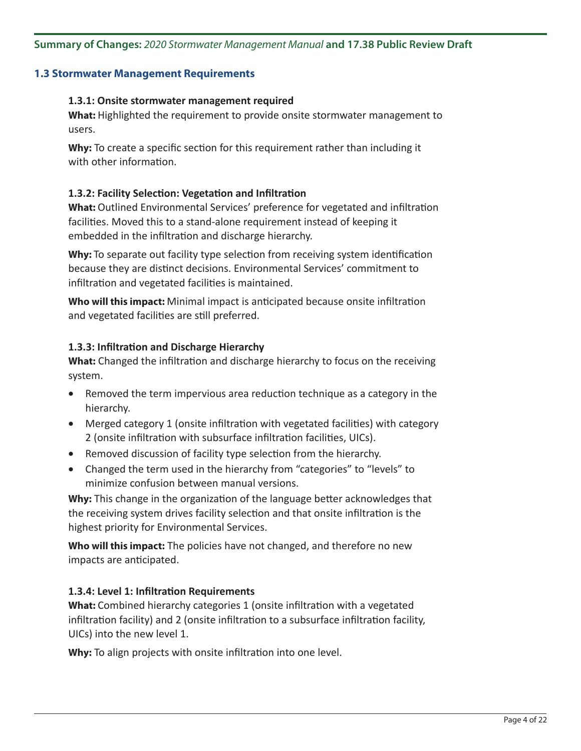## 1.3 Stormwater Management Requirements

### 1.3.1: Onsite stormwater management required

**What:** Highlighted the requirement to provide onsite stormwater management to users.

**Why:** To create a specific section for this requirement rather than including it with other information.

### 1.3.2: Facility Selection: Vegetation and Infiltration

**What:** Outlined Environmental Services' preference for vegetated and infiltration facilities. Moved this to a stand-alone requirement instead of keeping it embedded in the infiltration and discharge hierarchy.

**Why:** To separate out facility type selection from receiving system identification because they are distinct decisions. Environmental Services' commitment to infiltration and vegetated facilities is maintained.

**Who will this impact:** Minimal impact is anticipated because onsite infiltration and vegetated facilities are still preferred.

### 1.3.3: Infiltration and Discharge Hierarchy

**What:** Changed the infiltration and discharge hierarchy to focus on the receiving system.

- Removed the term impervious area reduction technique as a category in the hierarchy.
- Merged category 1 (onsite infiltration with vegetated facilities) with category 2 (onsite infiltration with subsurface infiltration facilities, UICs).
- Removed discussion of facility type selection from the hierarchy.
- Changed the term used in the hierarchy from "categories" to "levels" to minimize confusion between manual versions.

**Why:** This change in the organization of the language better acknowledges that the receiving system drives facility selection and that onsite infiltration is the highest priority for Environmental Services.

**Who will this impact:** The policies have not changed, and therefore no new impacts are anticipated.

### 1.3.4: Level 1: Infiltration Requirements

**What:** Combined hierarchy categories 1 (onsite infiltration with a vegetated infiltration facility) and 2 (onsite infiltration to a subsurface infiltration facility, UICs) into the new level 1.

**Why:** To align projects with onsite infiltration into one level.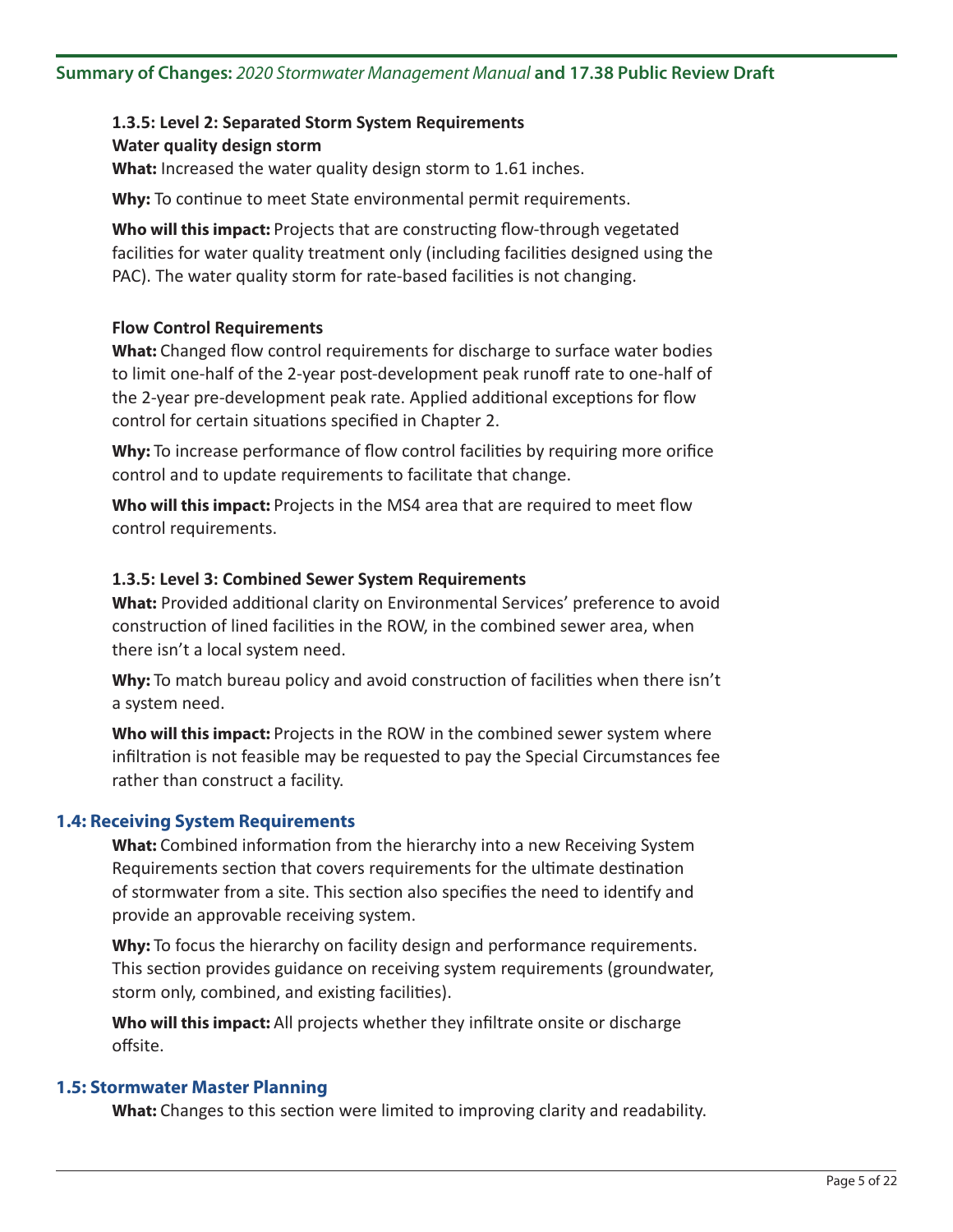### 1.3.5: Level 2: Separated Storm System Requirements

**Water quality design storm**

**What:** Increased the water quality design storm to 1.61 inches.

**Why:** To continue to meet State environmental permit requirements.

**Who will this impact:** Projects that are constructing flow-through vegetated facilities for water quality treatment only (including facilities designed using the PAC). The water quality storm for rate-based facilities is not changing.

**Flow Control Requirements**

**What:** Changed flow control requirements for discharge to surface water bodies to limit one-half of the 2-year post-development peak runoff rate to one-half of the 2-year pre-development peak rate. Applied additional exceptions for flow control for certain situations specified in Chapter 2.

**Why:** To increase performance of flow control facilities by requiring more orifice control and to update requirements to facilitate that change.

**Who will this impact:** Projects in the MS4 area that are required to meet flow control requirements.

### 1.3.5: Level 3: Combined Sewer System Requirements

**What:** Provided additional clarity on Environmental Services' preference to avoid construction of lined facilities in the ROW, in the combined sewer area, when there isn't a local system need.

**Why:** To match bureau policy and avoid construction of facilities when there isn't a system need.

**Who will this impact:** Projects in the ROW in the combined sewer system where infiltration is not feasible may be requested to pay the Special Circumstances fee rather than construct a facility.

## 1.4: Receiving System Requirements

**What:** Combined information from the hierarchy into a new Receiving System Requirements section that covers requirements for the ultimate destination of stormwater from a site. This section also specifies the need to identify and provide an approvable receiving system.

**Why:** To focus the hierarchy on facility design and performance requirements. This section provides guidance on receiving system requirements (groundwater, storm only, combined, and existing facilities).

**Who will this impact:** All projects whether they infiltrate onsite or discharge offsite.

## 1.5: Stormwater Master Planning

**What:** Changes to this section were limited to improving clarity and readability.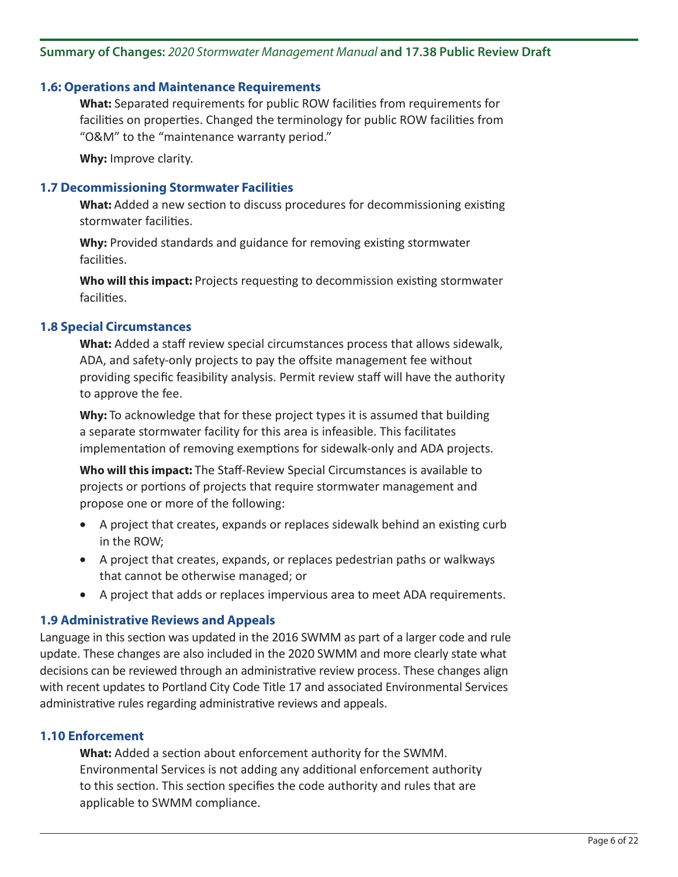### 1.6: Operations and Maintenance Requirements

**What:** Separated requirements for public ROW facilities from requirements for facilities on properties. Changed the terminology for public ROW facilities from “O&M” to the “maintenance warranty period.”

**Why:** Improve clarity.

### 1.7 Decommissioning Stormwater Facilities

**What:** Added a new section to discuss procedures for decommissioning existing stormwater facilities.

**Why:** Provided standards and guidance for removing existing stormwater facilities.

**Who will this impact:** Projects requesting to decommission existing stormwater facilities.

### 1.8 Special Circumstances

**What:** Added a staff review special circumstances process that allows sidewalk, ADA, and safety-only projects to pay the offsite management fee without providing specific feasibility analysis. Permit review staff will have the authority to approve the fee.

**Why:** To acknowledge that for these project types it is assumed that building a separate stormwater facility for this area is infeasible. This facilitates implementation of removing exemptions for sidewalk-only and ADA projects.

**Who will this impact:** The Staff-Review Special Circumstances is available to projects or portions of projects that require stormwater management and propose one or more of the following:

- A project that creates, expands or replaces sidewalk behind an existing curb in the ROW;
- A project that creates, expands, or replaces pedestrian paths or walkways that cannot be otherwise managed; or
- A project that adds or replaces impervious area to meet ADA requirements.

### 1.9 Administrative Reviews and Appeals

Language in this section was updated in the 2016 SWMM as part of a larger code and rule update. These changes are also included in the 2020 SWMM and more clearly state what decisions can be reviewed through an administrative review process. These changes align with recent updates to Portland City Code Title 17 and associated Environmental Services administrative rules regarding administrative reviews and appeals.

### 1.10 Enforcement

**What:** Added a section about enforcement authority for the SWMM. Environmental Services is not adding any additional enforcement authority to this section. This section specifies the code authority and rules that are applicable to SWMM compliance.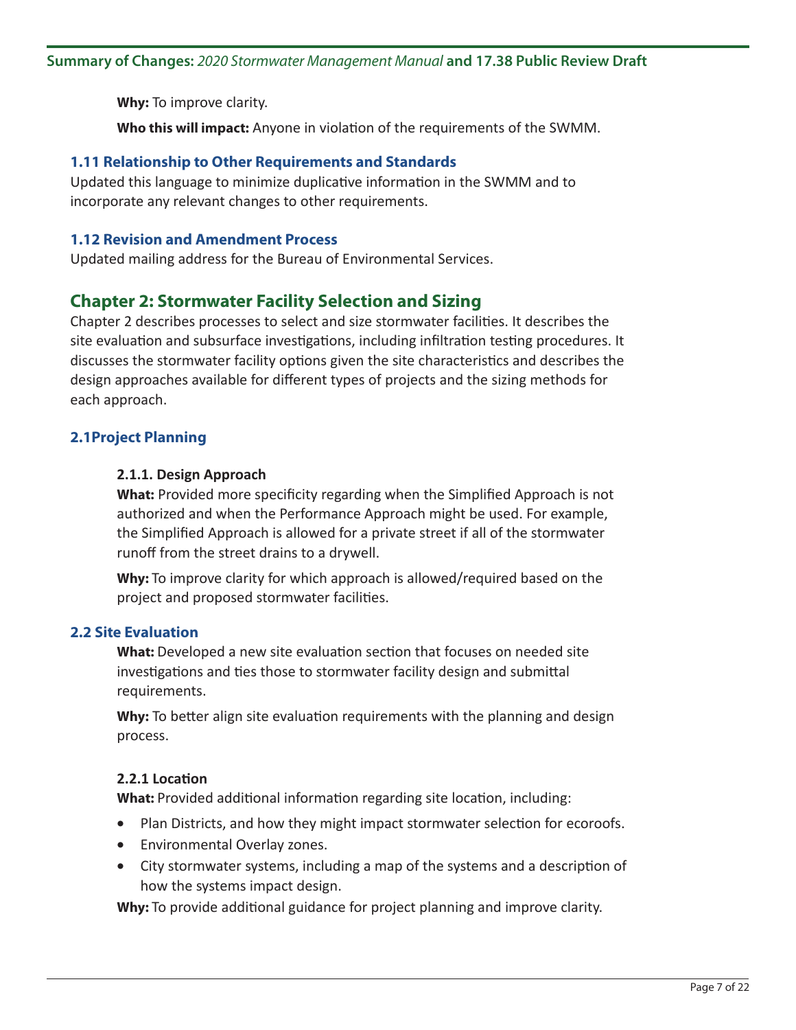**Why:** To improve clarity.

**Who this will impact:** Anyone in violation of the requirements of the SWMM.

### 1.11 Relationship to Other Requirements and Standards

Updated this language to minimize duplicative information in the SWMM and to incorporate any relevant changes to other requirements.

### 1.12 Revision and Amendment Process

Updated mailing address for the Bureau of Environmental Services.

## Chapter 2: Stormwater Facility Selection and Sizing

Chapter 2 describes processes to select and size stormwater facilities. It describes the site evaluation and subsurface investigations, including infiltration testing procedures. It discusses the stormwater facility options given the site characteristics and describes the design approaches available for different types of projects and the sizing methods for each approach.

### 2.1Project Planning

#### 2.1.1. Design Approach

**What:** Provided more specificity regarding when the Simplified Approach is not authorized and when the Performance Approach might be used. For example, the Simplified Approach is allowed for a private street if all of the stormwater runoff from the street drains to a drywell.

**Why:** To improve clarity for which approach is allowed/required based on the project and proposed stormwater facilities.

### 2.2 Site Evaluation

**What:** Developed a new site evaluation section that focuses on needed site investigations and ties those to stormwater facility design and submittal requirements.

**Why:** To better align site evaluation requirements with the planning and design process.

#### 2.2.1 Location

**What:** Provided additional information regarding site location, including:

- Plan Districts, and how they might impact stormwater selection for ecoroofs.
- Environmental Overlay zones.
- City stormwater systems, including a map of the systems and a description of how the systems impact design.

**Why:** To provide additional guidance for project planning and improve clarity.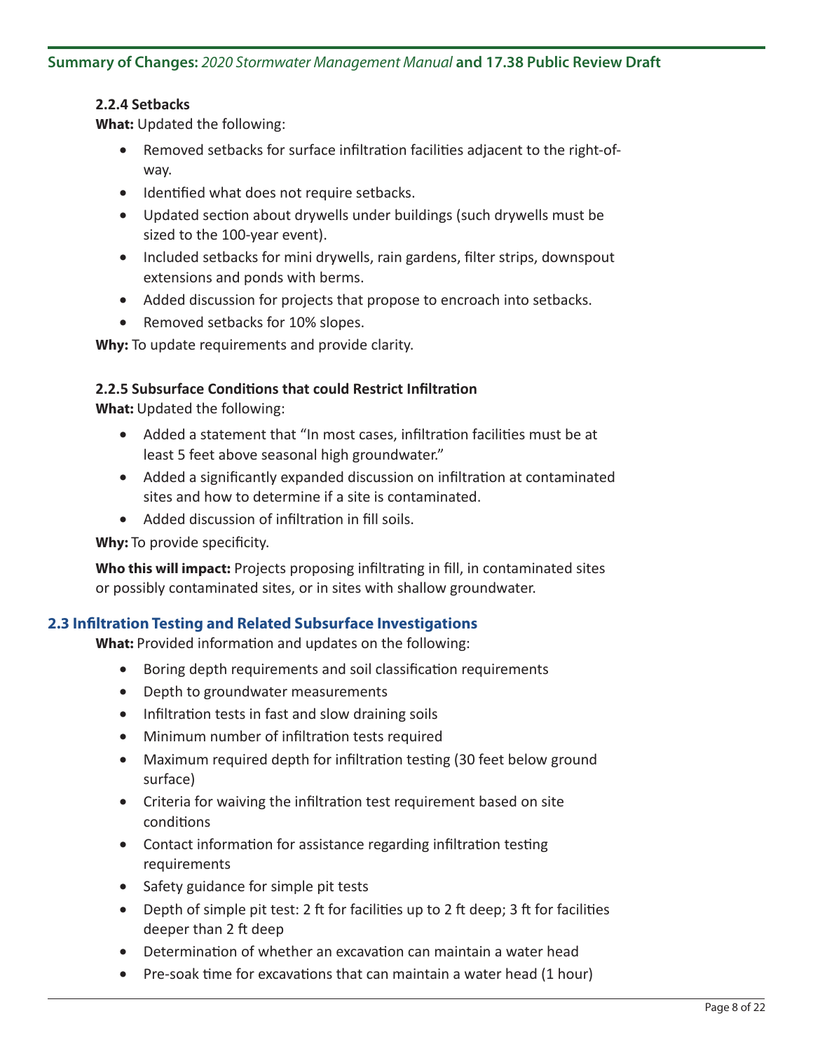### 2.2.4 Setbacks

**What:** Updated the following:

- Removed setbacks for surface infiltration facilities adjacent to the right-of-way.
- Identified what does not require setbacks.
- Updated section about drywells under buildings (such drywells must be sized to the 100-year event).
- Included setbacks for mini drywells, rain gardens, filter strips, downspout extensions and ponds with berms.
- Added discussion for projects that propose to encroach into setbacks.
- Removed setbacks for 10% slopes.

**Why:** To update requirements and provide clarity.

### 2.2.5 Subsurface Conditions that could Restrict Infiltration

**What:** Updated the following:

- Added a statement that "In most cases, infiltration facilities must be at least 5 feet above seasonal high groundwater."
- Added a significantly expanded discussion on infiltration at contaminated sites and how to determine if a site is contaminated.
- Added discussion of infiltration in fill soils.

**Why:** To provide specificity.

**Who this will impact:** Projects proposing infiltrating in fill, in contaminated sites or possibly contaminated sites, or in sites with shallow groundwater.

## 2.3 Infiltration Testing and Related Subsurface Investigations

**What:** Provided information and updates on the following:

- Boring depth requirements and soil classification requirements
- Depth to groundwater measurements
- Infiltration tests in fast and slow draining soils
- Minimum number of infiltration tests required
- Maximum required depth for infiltration testing (30 feet below ground surface)
- Criteria for waiving the infiltration test requirement based on site conditions
- Contact information for assistance regarding infiltration testing requirements
- Safety guidance for simple pit tests
- Depth of simple pit test: 2 ft for facilities up to 2 ft deep; 3 ft for facilities deeper than 2 ft deep
- Determination of whether an excavation can maintain a water head
- Pre-soak time for excavations that can maintain a water head (1 hour)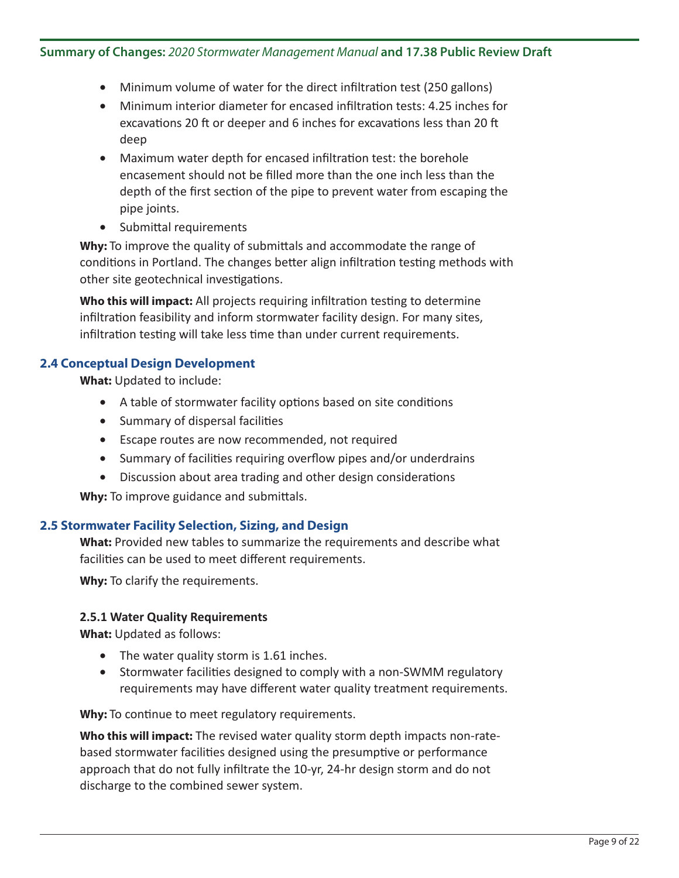- Minimum volume of water for the direct infiltration test (250 gallons)
- Minimum interior diameter for encased infiltration tests: 4.25 inches for excavations 20 ft or deeper and 6 inches for excavations less than 20 ft deep
- Maximum water depth for encased infiltration test: the borehole encasement should not be filled more than the one inch less than the depth of the first section of the pipe to prevent water from escaping the pipe joints.
- Submittal requirements

**Why:** To improve the quality of submittals and accommodate the range of conditions in Portland. The changes better align infiltration testing methods with other site geotechnical investigations.

**Who this will impact:** All projects requiring infiltration testing to determine infiltration feasibility and inform stormwater facility design. For many sites, infiltration testing will take less time than under current requirements.

## 2.4 Conceptual Design Development

**What:** Updated to include:

- A table of stormwater facility options based on site conditions
- Summary of dispersal facilities
- Escape routes are now recommended, not required
- Summary of facilities requiring overflow pipes and/or underdrains
- Discussion about area trading and other design considerations

**Why:** To improve guidance and submittals.

## 2.5 Stormwater Facility Selection, Sizing, and Design

**What:** Provided new tables to summarize the requirements and describe what facilities can be used to meet different requirements.

**Why:** To clarify the requirements.

### 2.5.1 Water Quality Requirements

**What:** Updated as follows:

- The water quality storm is 1.61 inches.
- Stormwater facilities designed to comply with a non-SWMM regulatory requirements may have different water quality treatment requirements.

**Why:** To continue to meet regulatory requirements.

**Who this will impact:** The revised water quality storm depth impacts non-rate-based stormwater facilities designed using the presumptive or performance approach that do not fully infiltrate the 10-yr, 24-hr design storm and do not discharge to the combined sewer system.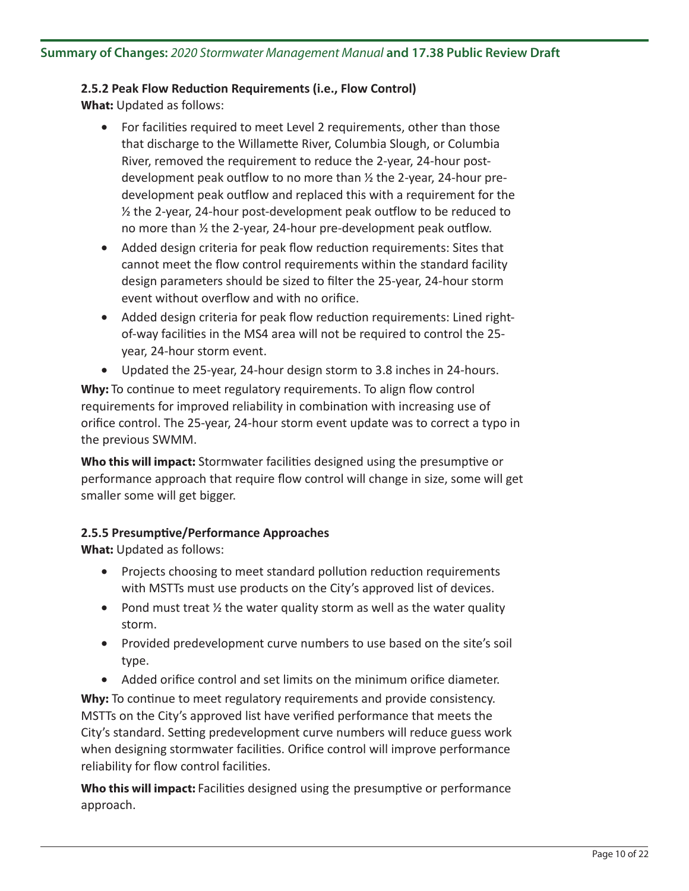#### 2.5.2 Peak Flow Reduction Requirements (i.e., Flow Control)

**What:** Updated as follows:

- For facilities required to meet Level 2 requirements, other than those that discharge to the Willamette River, Columbia Slough, or Columbia River, removed the requirement to reduce the 2-year, 24-hour post-development peak outflow to no more than ½ the 2-year, 24-hour pre-development peak outflow and replaced this with a requirement for the ½ the 2-year, 24-hour post-development peak outflow to be reduced to no more than ½ the 2-year, 24-hour pre-development peak outflow.
- Added design criteria for peak flow reduction requirements: Sites that cannot meet the flow control requirements within the standard facility design parameters should be sized to filter the 25-year, 24-hour storm event without overflow and with no orifice.
- Added design criteria for peak flow reduction requirements: Lined right-of-way facilities in the MS4 area will not be required to control the 25-year, 24-hour storm event.
- Updated the 25-year, 24-hour design storm to 3.8 inches in 24-hours.

**Why:** To continue to meet regulatory requirements. To align flow control requirements for improved reliability in combination with increasing use of orifice control. The 25-year, 24-hour storm event update was to correct a typo in the previous SWMM.

**Who this will impact:** Stormwater facilities designed using the presumptive or performance approach that require flow control will change in size, some will get smaller some will get bigger.

#### 2.5.5 Presumptive/Performance Approaches

**What:** Updated as follows:

- Projects choosing to meet standard pollution reduction requirements with MSTTs must use products on the City's approved list of devices.
- Pond must treat ½ the water quality storm as well as the water quality storm.
- Provided predevelopment curve numbers to use based on the site's soil type.
- Added orifice control and set limits on the minimum orifice diameter.

**Why:** To continue to meet regulatory requirements and provide consistency. MSTTs on the City's approved list have verified performance that meets the City's standard. Setting predevelopment curve numbers will reduce guess work when designing stormwater facilities. Orifice control will improve performance reliability for flow control facilities.

**Who this will impact:** Facilities designed using the presumptive or performance approach.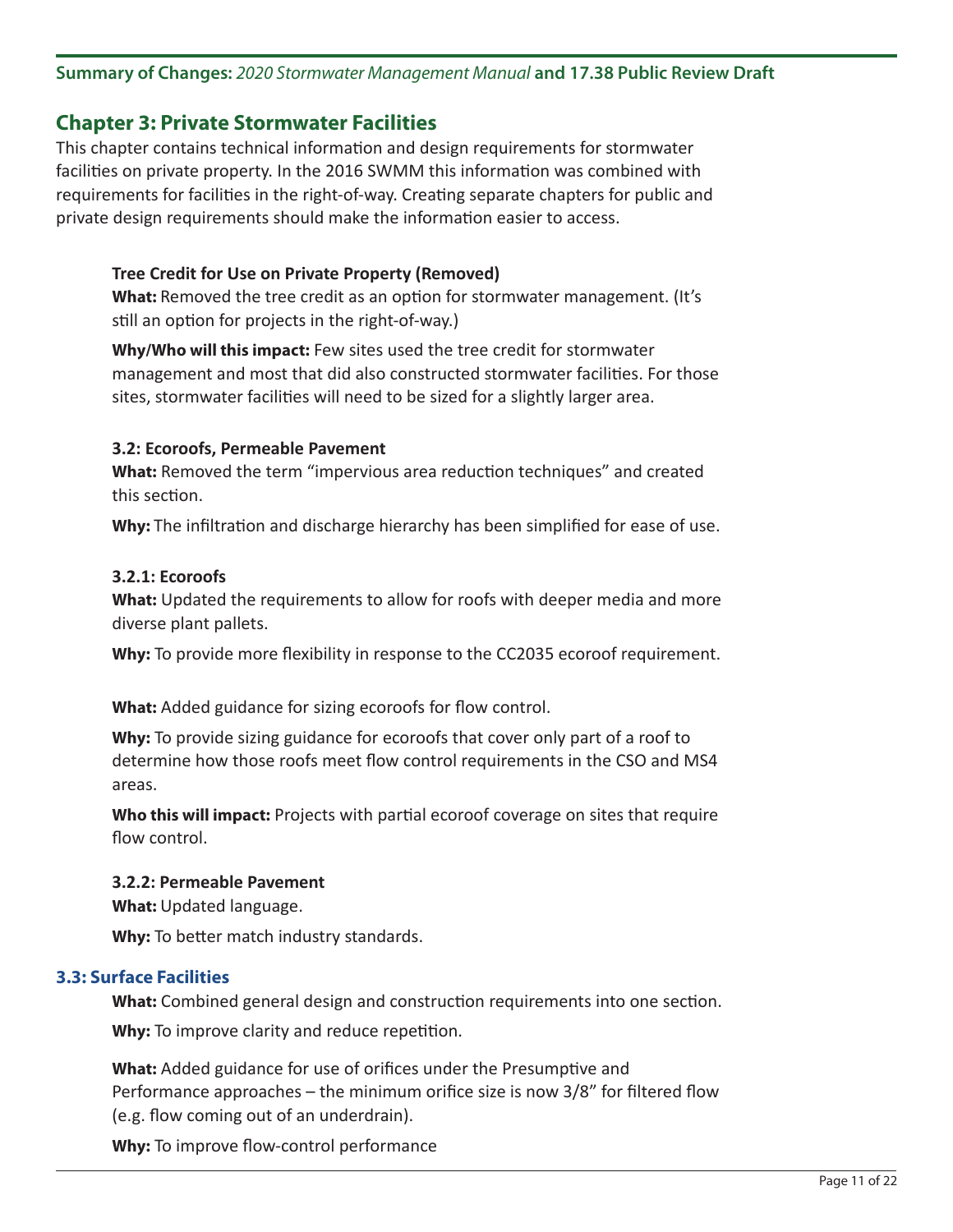## Chapter 3: Private Stormwater Facilities

This chapter contains technical information and design requirements for stormwater facilities on private property. In the 2016 SWMM this information was combined with requirements for facilities in the right-of-way. Creating separate chapters for public and private design requirements should make the information easier to access.

**Tree Credit for Use on Private Property (Removed)**

**What:** Removed the tree credit as an option for stormwater management. (It's still an option for projects in the right-of-way.)

**Why/Who will this impact:** Few sites used the tree credit for stormwater management and most that did also constructed stormwater facilities. For those sites, stormwater facilities will need to be sized for a slightly larger area.

**3.2: Ecoroofs, Permeable Pavement**

**What:** Removed the term "impervious area reduction techniques" and created this section.

**Why:** The infiltration and discharge hierarchy has been simplified for ease of use.

**3.2.1: Ecoroofs**

**What:** Updated the requirements to allow for roofs with deeper media and more diverse plant pallets.

**Why:** To provide more flexibility in response to the CC2035 ecoroof requirement.

**What:** Added guidance for sizing ecoroofs for flow control.

**Why:** To provide sizing guidance for ecoroofs that cover only part of a roof to determine how those roofs meet flow control requirements in the CSO and MS4 areas.

**Who this will impact:** Projects with partial ecoroof coverage on sites that require flow control.

**3.2.2: Permeable Pavement**

**What:** Updated language.

**Why:** To better match industry standards.

### 3.3: Surface Facilities

**What:** Combined general design and construction requirements into one section.

**Why:** To improve clarity and reduce repetition.

**What:** Added guidance for use of orifices under the Presumptive and Performance approaches – the minimum orifice size is now 3/8" for filtered flow (e.g. flow coming out of an underdrain).

**Why:** To improve flow-control performance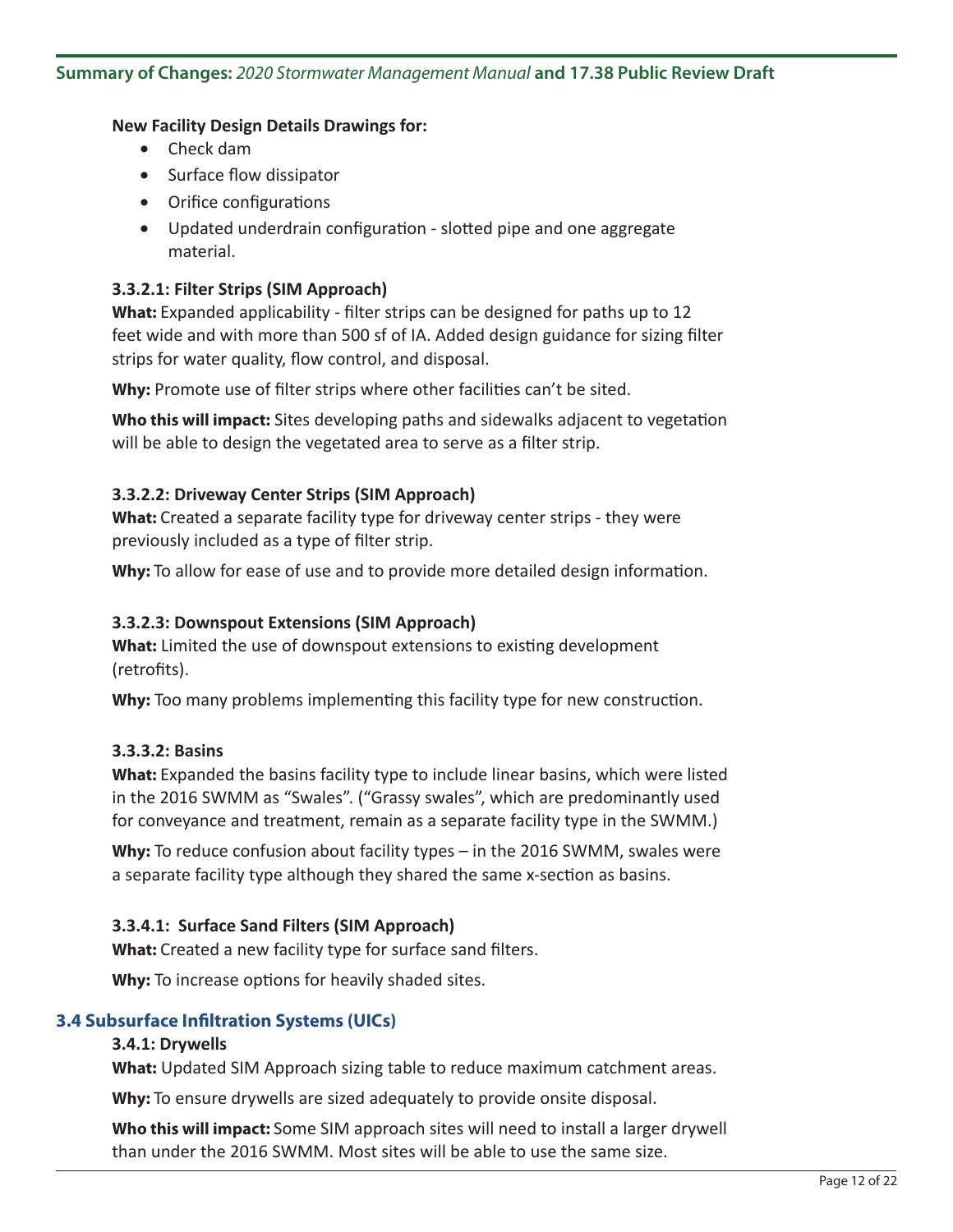**New Facility Design Details Drawings for:**

- Check dam
- Surface flow dissipator
- Orifice configurations
- Updated underdrain configuration - slotted pipe and one aggregate material.

**3.3.2.1: Filter Strips (SIM Approach)**

**What:** Expanded applicability - filter strips can be designed for paths up to 12 feet wide and with more than 500 sf of IA. Added design guidance for sizing filter strips for water quality, flow control, and disposal.

**Why:** Promote use of filter strips where other facilities can't be sited.

**Who this will impact:** Sites developing paths and sidewalks adjacent to vegetation will be able to design the vegetated area to serve as a filter strip.

**3.3.2.2: Driveway Center Strips (SIM Approach)**

**What:** Created a separate facility type for driveway center strips - they were previously included as a type of filter strip.

**Why:** To allow for ease of use and to provide more detailed design information.

**3.3.2.3: Downspout Extensions (SIM Approach)**

**What:** Limited the use of downspout extensions to existing development (retrofits).

**Why:** Too many problems implementing this facility type for new construction.

**3.3.3.2: Basins**

**What:** Expanded the basins facility type to include linear basins, which were listed in the 2016 SWMM as "Swales". ("Grassy swales", which are predominantly used for conveyance and treatment, remain as a separate facility type in the SWMM.)

**Why:** To reduce confusion about facility types – in the 2016 SWMM, swales were a separate facility type although they shared the same x-section as basins.

**3.3.4.1: Surface Sand Filters (SIM Approach)**

**What:** Created a new facility type for surface sand filters.

**Why:** To increase options for heavily shaded sites.

## 3.4 Subsurface Infiltration Systems (UICs)

**3.4.1: Drywells**

**What:** Updated SIM Approach sizing table to reduce maximum catchment areas.

**Why:** To ensure drywells are sized adequately to provide onsite disposal.

**Who this will impact:** Some SIM approach sites will need to install a larger drywell than under the 2016 SWMM. Most sites will be able to use the same size.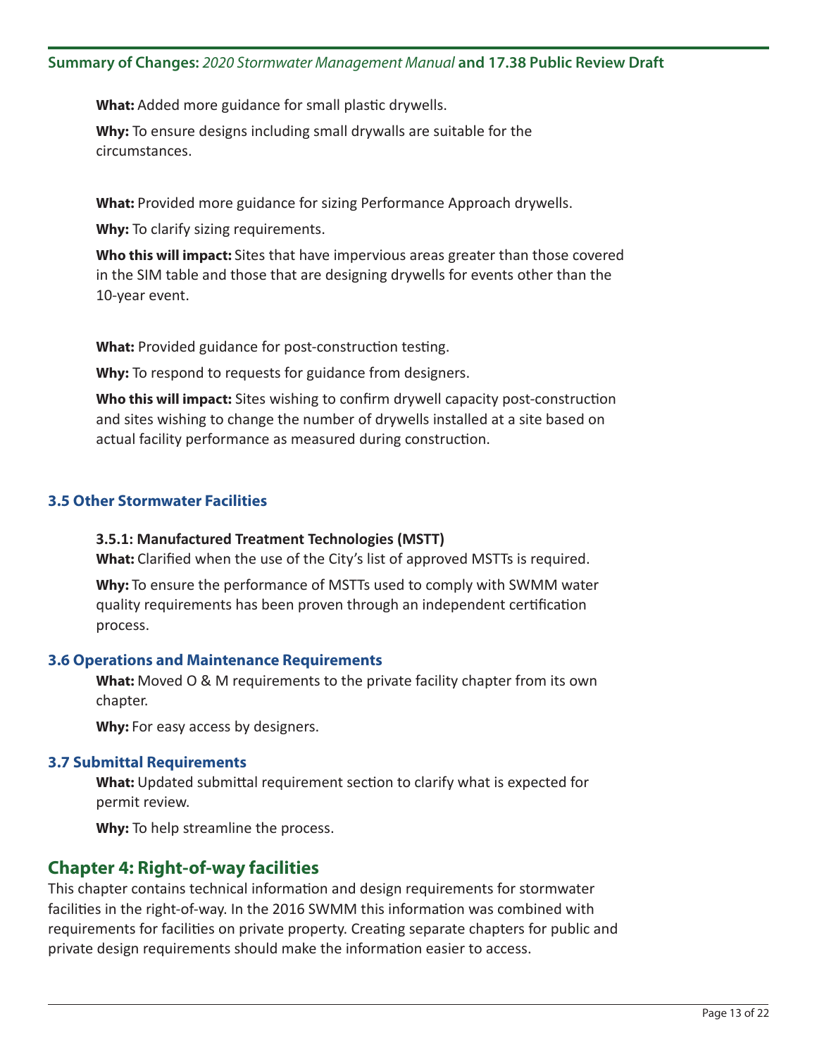**What:** Added more guidance for small plastic drywells.

**Why:** To ensure designs including small drywalls are suitable for the circumstances.

**What:** Provided more guidance for sizing Performance Approach drywells.

**Why:** To clarify sizing requirements.

**Who this will impact:** Sites that have impervious areas greater than those covered in the SIM table and those that are designing drywells for events other than the 10-year event.

**What:** Provided guidance for post-construction testing.

**Why:** To respond to requests for guidance from designers.

**Who this will impact:** Sites wishing to confirm drywell capacity post-construction and sites wishing to change the number of drywells installed at a site based on actual facility performance as measured during construction.

### 3.5 Other Stormwater Facilities

#### 3.5.1: Manufactured Treatment Technologies (MSTT)

**What:** Clarified when the use of the City's list of approved MSTTs is required.

**Why:** To ensure the performance of MSTTs used to comply with SWMM water quality requirements has been proven through an independent certification process.

### 3.6 Operations and Maintenance Requirements

**What:** Moved O & M requirements to the private facility chapter from its own chapter.

**Why:** For easy access by designers.

### 3.7 Submittal Requirements

**What:** Updated submittal requirement section to clarify what is expected for permit review.

**Why:** To help streamline the process.

## Chapter 4: Right-of-way facilities

This chapter contains technical information and design requirements for stormwater facilities in the right-of-way. In the 2016 SWMM this information was combined with requirements for facilities on private property. Creating separate chapters for public and private design requirements should make the information easier to access.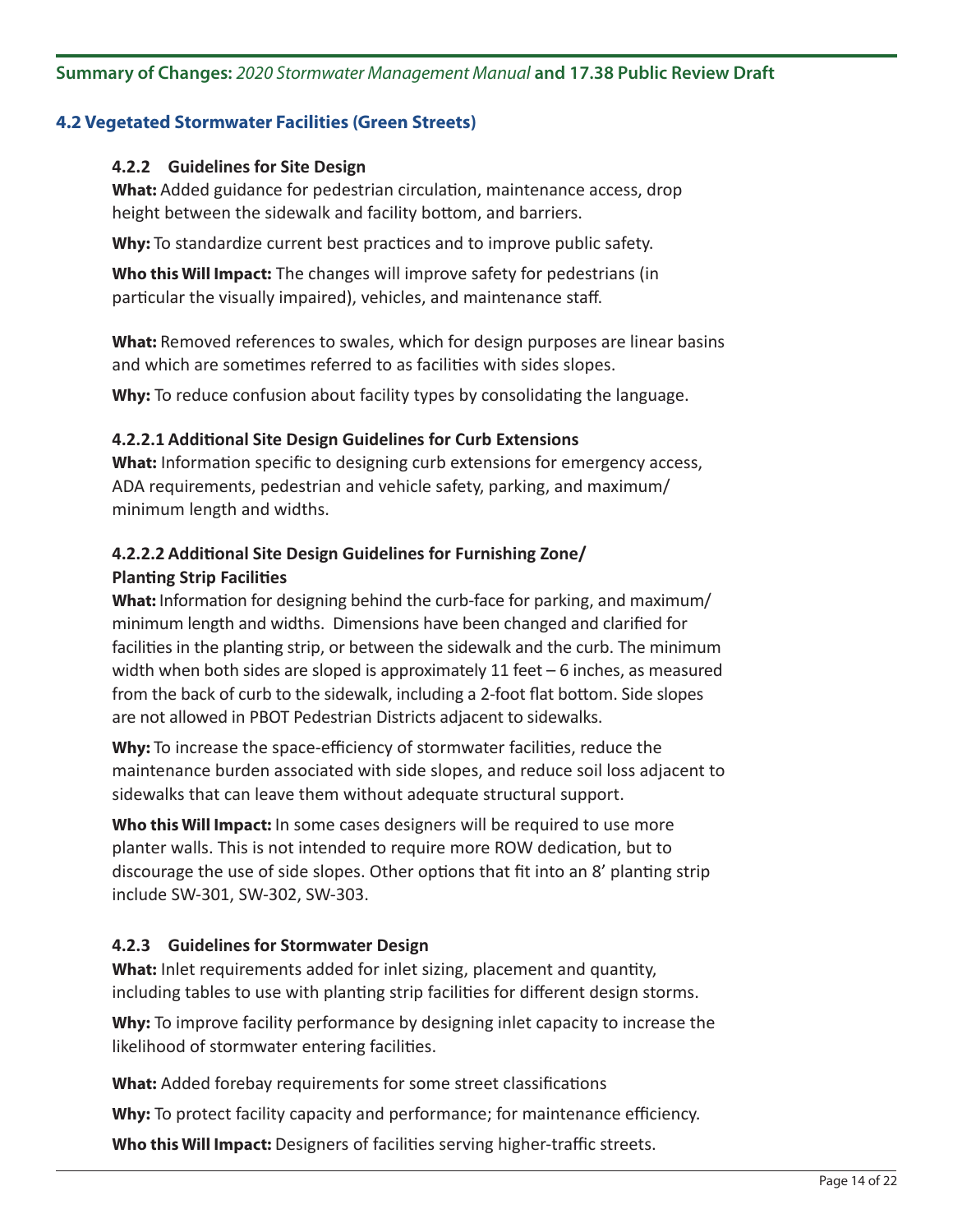## 4.2 Vegetated Stormwater Facilities (Green Streets)

### 4.2.2 Guidelines for Site Design

**What:** Added guidance for pedestrian circulation, maintenance access, drop height between the sidewalk and facility bottom, and barriers.

**Why:** To standardize current best practices and to improve public safety.

**Who this Will Impact:** The changes will improve safety for pedestrians (in particular the visually impaired), vehicles, and maintenance staff.

**What:** Removed references to swales, which for design purposes are linear basins and which are sometimes referred to as facilities with sides slopes.

**Why:** To reduce confusion about facility types by consolidating the language.

#### 4.2.2.1 Additional Site Design Guidelines for Curb Extensions

**What:** Information specific to designing curb extensions for emergency access, ADA requirements, pedestrian and vehicle safety, parking, and maximum/minimum length and widths.

#### 4.2.2.2 Additional Site Design Guidelines for Furnishing Zone/Planting Strip Facilities

**What:** Information for designing behind the curb-face for parking, and maximum/minimum length and widths. Dimensions have been changed and clarified for facilities in the planting strip, or between the sidewalk and the curb. The minimum width when both sides are sloped is approximately 11 feet – 6 inches, as measured from the back of curb to the sidewalk, including a 2-foot flat bottom. Side slopes are not allowed in PBOT Pedestrian Districts adjacent to sidewalks.

**Why:** To increase the space-efficiency of stormwater facilities, reduce the maintenance burden associated with side slopes, and reduce soil loss adjacent to sidewalks that can leave them without adequate structural support.

**Who this Will Impact:** In some cases designers will be required to use more planter walls. This is not intended to require more ROW dedication, but to discourage the use of side slopes. Other options that fit into an 8' planting strip include SW-301, SW-302, SW-303.

### 4.2.3 Guidelines for Stormwater Design

**What:** Inlet requirements added for inlet sizing, placement and quantity, including tables to use with planting strip facilities for different design storms.

**Why:** To improve facility performance by designing inlet capacity to increase the likelihood of stormwater entering facilities.

**What:** Added forebay requirements for some street classifications

**Why:** To protect facility capacity and performance; for maintenance efficiency.

**Who this Will Impact:** Designers of facilities serving higher-traffic streets.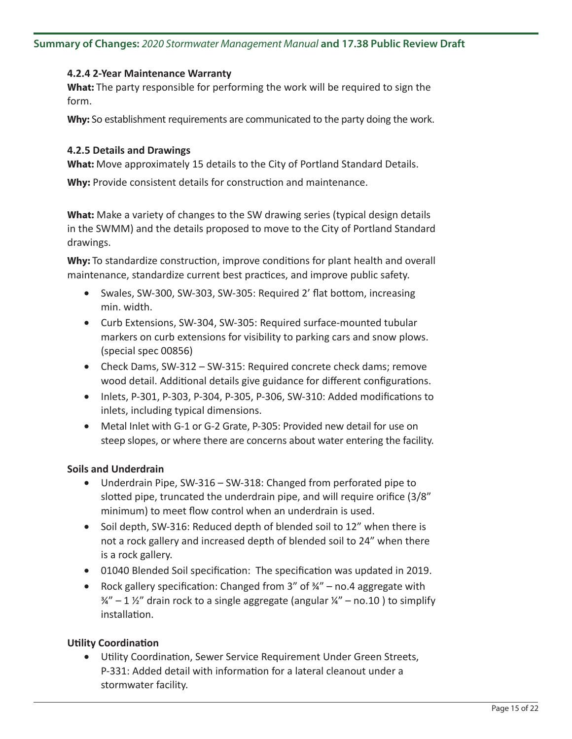#### 4.2.4 2-Year Maintenance Warranty

**What:** The party responsible for performing the work will be required to sign the form.

**Why:** So establishment requirements are communicated to the party doing the work.

#### 4.2.5 Details and Drawings

**What:** Move approximately 15 details to the City of Portland Standard Details.

**Why:** Provide consistent details for construction and maintenance.

**What:** Make a variety of changes to the SW drawing series (typical design details in the SWMM) and the details proposed to move to the City of Portland Standard drawings.

**Why:** To standardize construction, improve conditions for plant health and overall maintenance, standardize current best practices, and improve public safety.

- Swales, SW-300, SW-303, SW-305: Required 2' flat bottom, increasing min. width.
- Curb Extensions, SW-304, SW-305: Required surface-mounted tubular markers on curb extensions for visibility to parking cars and snow plows. (special spec 00856)
- Check Dams, SW-312 – SW-315: Required concrete check dams; remove wood detail. Additional details give guidance for different configurations.
- Inlets, P-301, P-303, P-304, P-305, P-306, SW-310: Added modifications to inlets, including typical dimensions.
- Metal Inlet with G-1 or G-2 Grate, P-305: Provided new detail for use on steep slopes, or where there are concerns about water entering the facility.

#### Soils and Underdrain

- Underdrain Pipe, SW-316 – SW-318: Changed from perforated pipe to slotted pipe, truncated the underdrain pipe, and will require orifice (3/8" minimum) to meet flow control when an underdrain is used.
- Soil depth, SW-316: Reduced depth of blended soil to 12" when there is not a rock gallery and increased depth of blended soil to 24" when there is a rock gallery.
- 01040 Blended Soil specification: The specification was updated in 2019.
- Rock gallery specification: Changed from 3" of ¾" – no.4 aggregate with ¾" – 1 ½" drain rock to a single aggregate (angular ¼" – no.10 ) to simplify installation.

#### Utility Coordination

- Utility Coordination, Sewer Service Requirement Under Green Streets, P-331: Added detail with information for a lateral cleanout under a stormwater facility.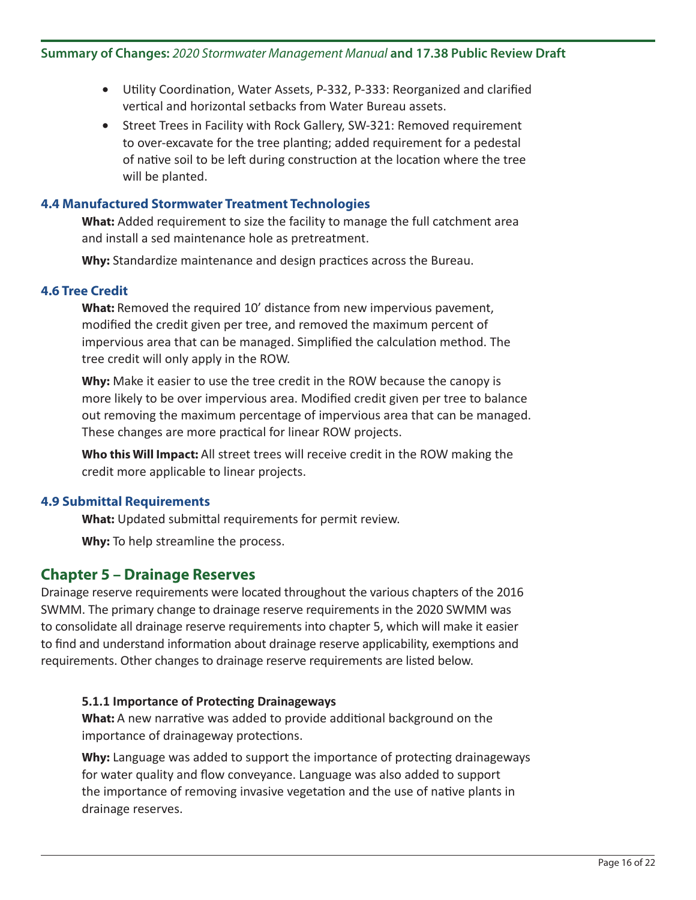- Utility Coordination, Water Assets, P-332, P-333: Reorganized and clarified vertical and horizontal setbacks from Water Bureau assets.
- Street Trees in Facility with Rock Gallery, SW-321: Removed requirement to over-excavate for the tree planting; added requirement for a pedestal of native soil to be left during construction at the location where the tree will be planted.

### 4.4 Manufactured Stormwater Treatment Technologies

**What:** Added requirement to size the facility to manage the full catchment area and install a sed maintenance hole as pretreatment.

**Why:** Standardize maintenance and design practices across the Bureau.

### 4.6 Tree Credit

**What:** Removed the required 10' distance from new impervious pavement, modified the credit given per tree, and removed the maximum percent of impervious area that can be managed. Simplified the calculation method. The tree credit will only apply in the ROW.

**Why:** Make it easier to use the tree credit in the ROW because the canopy is more likely to be over impervious area. Modified credit given per tree to balance out removing the maximum percentage of impervious area that can be managed. These changes are more practical for linear ROW projects.

**Who this Will Impact:** All street trees will receive credit in the ROW making the credit more applicable to linear projects.

### 4.9 Submittal Requirements

**What:** Updated submittal requirements for permit review.

**Why:** To help streamline the process.

## Chapter 5 – Drainage Reserves

Drainage reserve requirements were located throughout the various chapters of the 2016 SWMM. The primary change to drainage reserve requirements in the 2020 SWMM was to consolidate all drainage reserve requirements into chapter 5, which will make it easier to find and understand information about drainage reserve applicability, exemptions and requirements. Other changes to drainage reserve requirements are listed below.

#### 5.1.1 Importance of Protecting Drainageways

**What:** A new narrative was added to provide additional background on the importance of drainageway protections.

**Why:** Language was added to support the importance of protecting drainageways for water quality and flow conveyance. Language was also added to support the importance of removing invasive vegetation and the use of native plants in drainage reserves.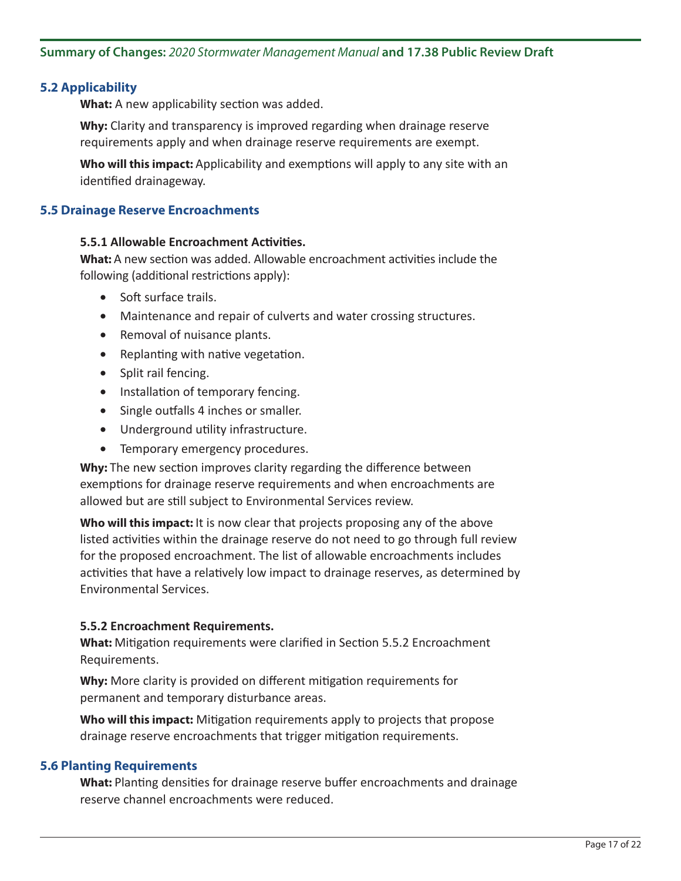## 5.2 Applicability

**What:** A new applicability section was added.

**Why:** Clarity and transparency is improved regarding when drainage reserve requirements apply and when drainage reserve requirements are exempt.

**Who will this impact:** Applicability and exemptions will apply to any site with an identified drainageway.

## 5.5 Drainage Reserve Encroachments

### 5.5.1 Allowable Encroachment Activities.

**What:** A new section was added. Allowable encroachment activities include the following (additional restrictions apply):

- Soft surface trails.
- Maintenance and repair of culverts and water crossing structures.
- Removal of nuisance plants.
- Replanting with native vegetation.
- Split rail fencing.
- Installation of temporary fencing.
- Single outfalls 4 inches or smaller.
- Underground utility infrastructure.
- Temporary emergency procedures.

**Why:** The new section improves clarity regarding the difference between exemptions for drainage reserve requirements and when encroachments are allowed but are still subject to Environmental Services review.

**Who will this impact:** It is now clear that projects proposing any of the above listed activities within the drainage reserve do not need to go through full review for the proposed encroachment. The list of allowable encroachments includes activities that have a relatively low impact to drainage reserves, as determined by Environmental Services.

### 5.5.2 Encroachment Requirements.

**What:** Mitigation requirements were clarified in Section 5.5.2 Encroachment Requirements.

**Why:** More clarity is provided on different mitigation requirements for permanent and temporary disturbance areas.

**Who will this impact:** Mitigation requirements apply to projects that propose drainage reserve encroachments that trigger mitigation requirements.

## 5.6 Planting Requirements

**What:** Planting densities for drainage reserve buffer encroachments and drainage reserve channel encroachments were reduced.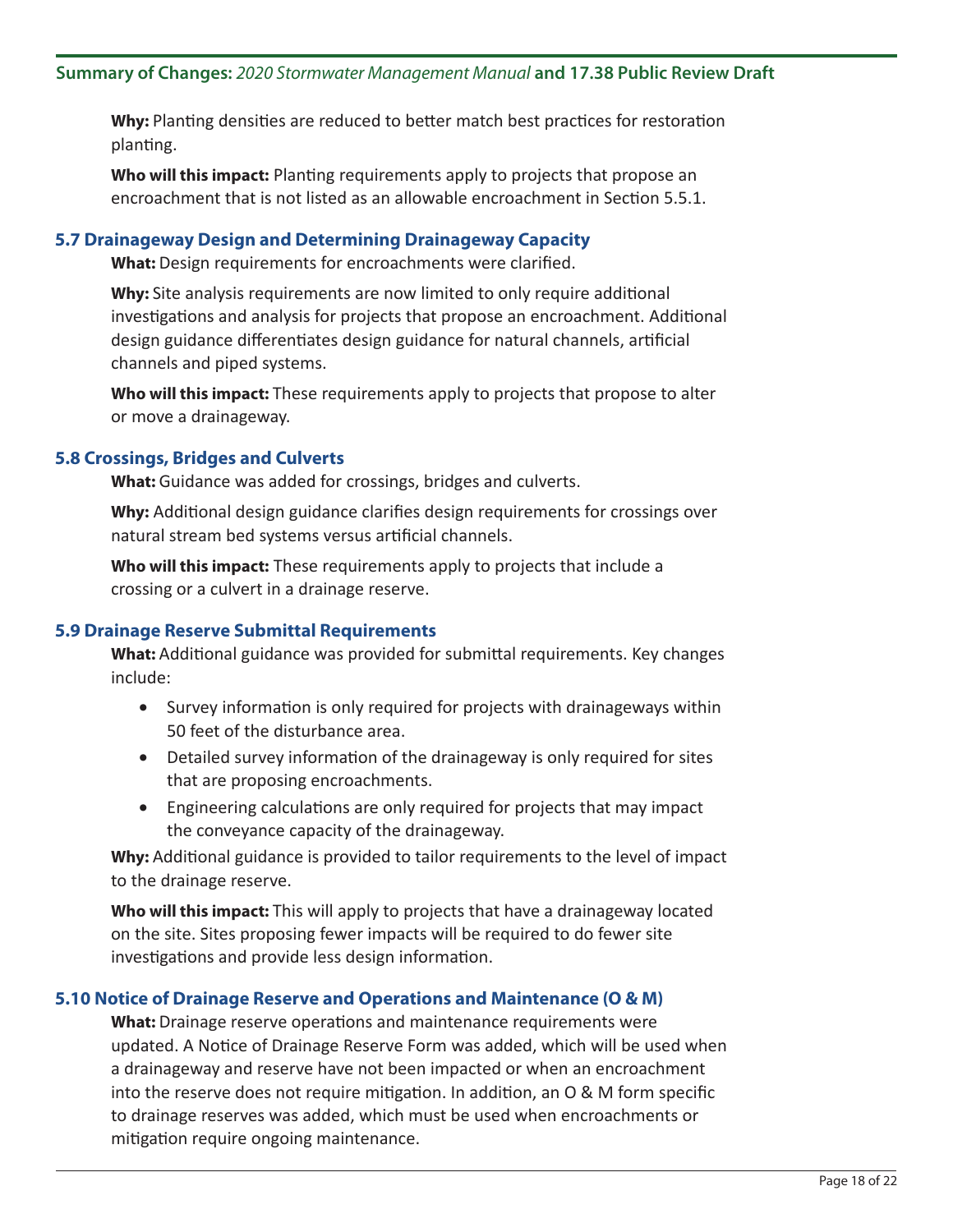**Why:** Planting densities are reduced to better match best practices for restoration planting.

**Who will this impact:** Planting requirements apply to projects that propose an encroachment that is not listed as an allowable encroachment in Section 5.5.1.

### 5.7 Drainageway Design and Determining Drainageway Capacity

**What:** Design requirements for encroachments were clarified.

**Why:** Site analysis requirements are now limited to only require additional investigations and analysis for projects that propose an encroachment. Additional design guidance differentiates design guidance for natural channels, artificial channels and piped systems.

**Who will this impact:** These requirements apply to projects that propose to alter or move a drainageway.

### 5.8 Crossings, Bridges and Culverts

**What:** Guidance was added for crossings, bridges and culverts.

**Why:** Additional design guidance clarifies design requirements for crossings over natural stream bed systems versus artificial channels.

**Who will this impact:** These requirements apply to projects that include a crossing or a culvert in a drainage reserve.

### 5.9 Drainage Reserve Submittal Requirements

**What:** Additional guidance was provided for submittal requirements. Key changes include:

- Survey information is only required for projects with drainageways within 50 feet of the disturbance area.
- Detailed survey information of the drainageway is only required for sites that are proposing encroachments.
- Engineering calculations are only required for projects that may impact the conveyance capacity of the drainageway.

**Why:** Additional guidance is provided to tailor requirements to the level of impact to the drainage reserve.

**Who will this impact:** This will apply to projects that have a drainageway located on the site. Sites proposing fewer impacts will be required to do fewer site investigations and provide less design information.

### 5.10 Notice of Drainage Reserve and Operations and Maintenance (O & M)

**What:** Drainage reserve operations and maintenance requirements were updated. A Notice of Drainage Reserve Form was added, which will be used when a drainageway and reserve have not been impacted or when an encroachment into the reserve does not require mitigation. In addition, an O & M form specific to drainage reserves was added, which must be used when encroachments or mitigation require ongoing maintenance.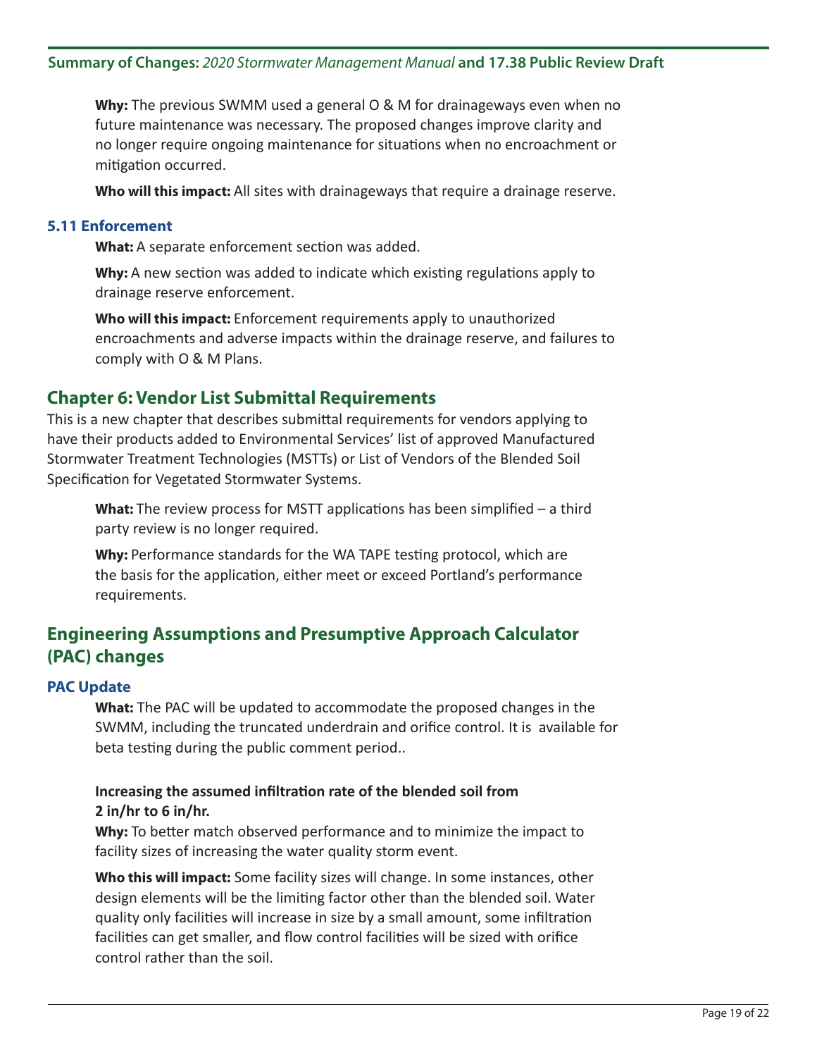**Why:** The previous SWMM used a general O & M for drainageways even when no future maintenance was necessary. The proposed changes improve clarity and no longer require ongoing maintenance for situations when no encroachment or mitigation occurred.

**Who will this impact:** All sites with drainageways that require a drainage reserve.

### 5.11 Enforcement

**What:** A separate enforcement section was added.

**Why:** A new section was added to indicate which existing regulations apply to drainage reserve enforcement.

**Who will this impact:** Enforcement requirements apply to unauthorized encroachments and adverse impacts within the drainage reserve, and failures to comply with O & M Plans.

## Chapter 6: Vendor List Submittal Requirements

This is a new chapter that describes submittal requirements for vendors applying to have their products added to Environmental Services' list of approved Manufactured Stormwater Treatment Technologies (MSTTs) or List of Vendors of the Blended Soil Specification for Vegetated Stormwater Systems.

**What:** The review process for MSTT applications has been simplified – a third party review is no longer required.

**Why:** Performance standards for the WA TAPE testing protocol, which are the basis for the application, either meet or exceed Portland's performance requirements.

## Engineering Assumptions and Presumptive Approach Calculator (PAC) changes

### PAC Update

**What:** The PAC will be updated to accommodate the proposed changes in the SWMM, including the truncated underdrain and orifice control. It is available for beta testing during the public comment period..

**Increasing the assumed infiltration rate of the blended soil from 2 in/hr to 6 in/hr.**

**Why:** To better match observed performance and to minimize the impact to facility sizes of increasing the water quality storm event.

**Who this will impact:** Some facility sizes will change. In some instances, other design elements will be the limiting factor other than the blended soil. Water quality only facilities will increase in size by a small amount, some infiltration facilities can get smaller, and flow control facilities will be sized with orifice control rather than the soil.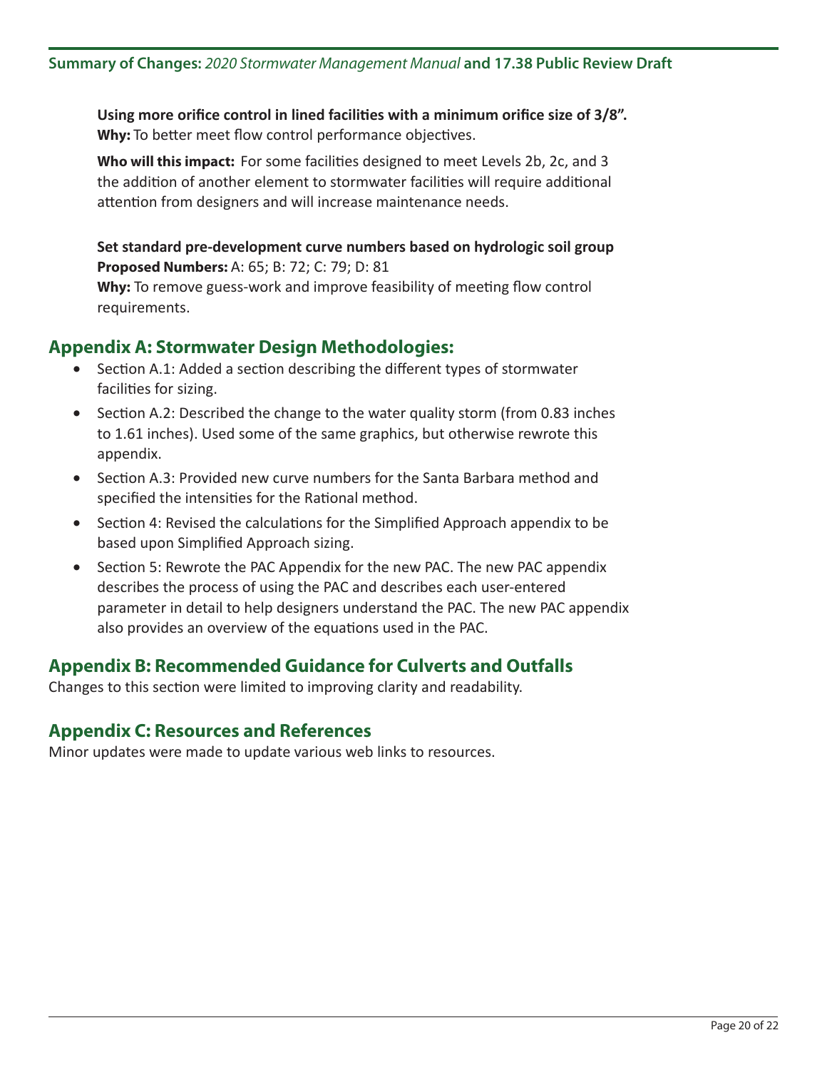**Using more orifice control in lined facilities with a minimum orifice size of 3/8".**
**Why:** To better meet flow control performance objectives.

**Who will this impact:** For some facilities designed to meet Levels 2b, 2c, and 3 the addition of another element to stormwater facilities will require additional attention from designers and will increase maintenance needs.

**Set standard pre-development curve numbers based on hydrologic soil group**
**Proposed Numbers:** A: 65; B: 72; C: 79; D: 81
**Why:** To remove guess-work and improve feasibility of meeting flow control requirements.

## Appendix A: Stormwater Design Methodologies:

- Section A.1: Added a section describing the different types of stormwater facilities for sizing.
- Section A.2: Described the change to the water quality storm (from 0.83 inches to 1.61 inches). Used some of the same graphics, but otherwise rewrote this appendix.
- Section A.3: Provided new curve numbers for the Santa Barbara method and specified the intensities for the Rational method.
- Section 4: Revised the calculations for the Simplified Approach appendix to be based upon Simplified Approach sizing.
- Section 5: Rewrote the PAC Appendix for the new PAC. The new PAC appendix describes the process of using the PAC and describes each user-entered parameter in detail to help designers understand the PAC. The new PAC appendix also provides an overview of the equations used in the PAC.

## Appendix B: Recommended Guidance for Culverts and Outfalls

Changes to this section were limited to improving clarity and readability.

## Appendix C: Resources and References

Minor updates were made to update various web links to resources.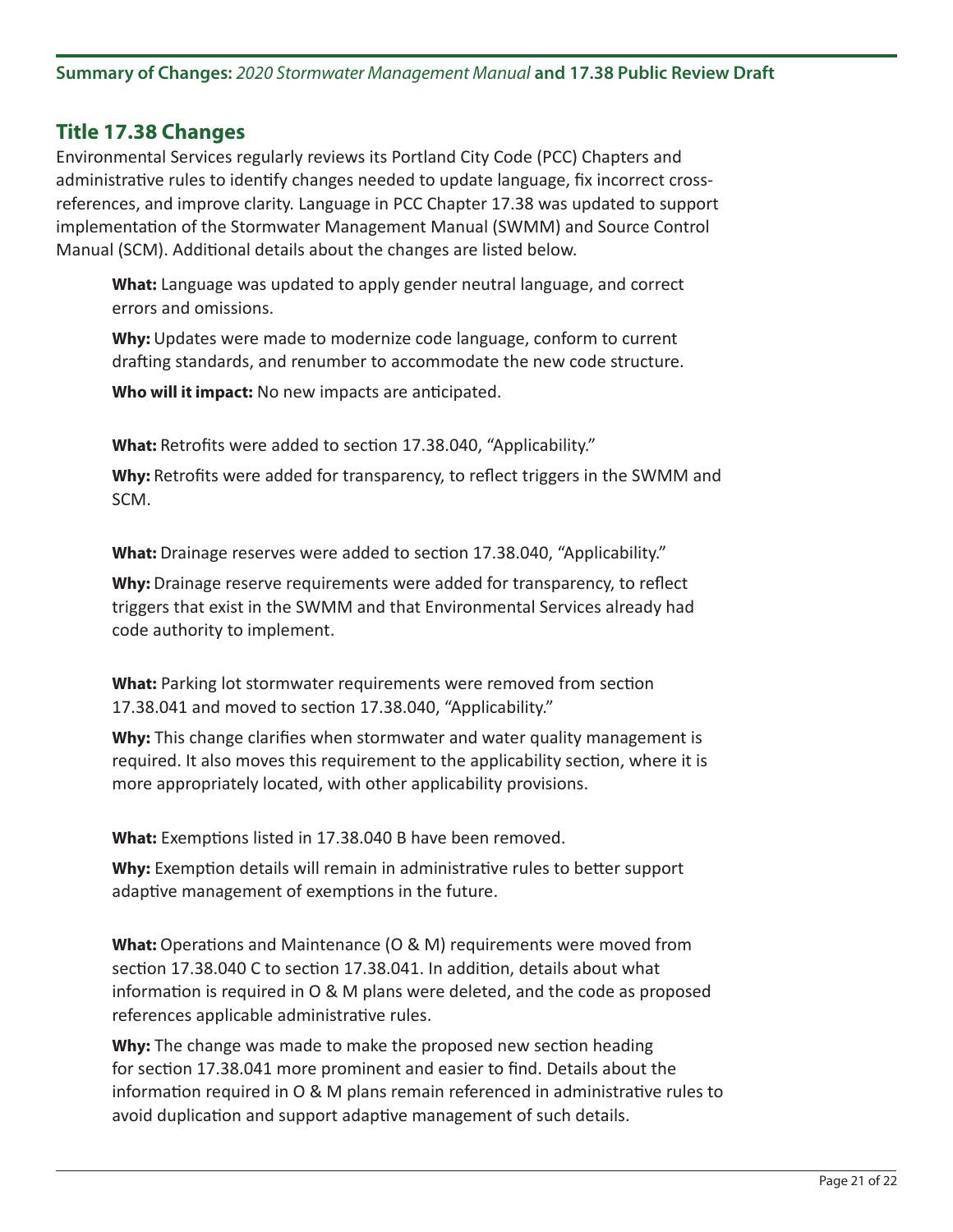## Title 17.38 Changes

Environmental Services regularly reviews its Portland City Code (PCC) Chapters and administrative rules to identify changes needed to update language, fix incorrect cross-references, and improve clarity. Language in PCC Chapter 17.38 was updated to support implementation of the Stormwater Management Manual (SWMM) and Source Control Manual (SCM). Additional details about the changes are listed below.

**What:** Language was updated to apply gender neutral language, and correct errors and omissions.

**Why:** Updates were made to modernize code language, conform to current drafting standards, and renumber to accommodate the new code structure.

**Who will it impact:** No new impacts are anticipated.

**What:** Retrofits were added to section 17.38.040, "Applicability."

**Why:** Retrofits were added for transparency, to reflect triggers in the SWMM and SCM.

**What:** Drainage reserves were added to section 17.38.040, "Applicability."

**Why:** Drainage reserve requirements were added for transparency, to reflect triggers that exist in the SWMM and that Environmental Services already had code authority to implement.

**What:** Parking lot stormwater requirements were removed from section 17.38.041 and moved to section 17.38.040, "Applicability."

**Why:** This change clarifies when stormwater and water quality management is required. It also moves this requirement to the applicability section, where it is more appropriately located, with other applicability provisions.

**What:** Exemptions listed in 17.38.040 B have been removed.

**Why:** Exemption details will remain in administrative rules to better support adaptive management of exemptions in the future.

**What:** Operations and Maintenance (O & M) requirements were moved from section 17.38.040 C to section 17.38.041. In addition, details about what information is required in O & M plans were deleted, and the code as proposed references applicable administrative rules.

**Why:** The change was made to make the proposed new section heading for section 17.38.041 more prominent and easier to find. Details about the information required in O & M plans remain referenced in administrative rules to avoid duplication and support adaptive management of such details.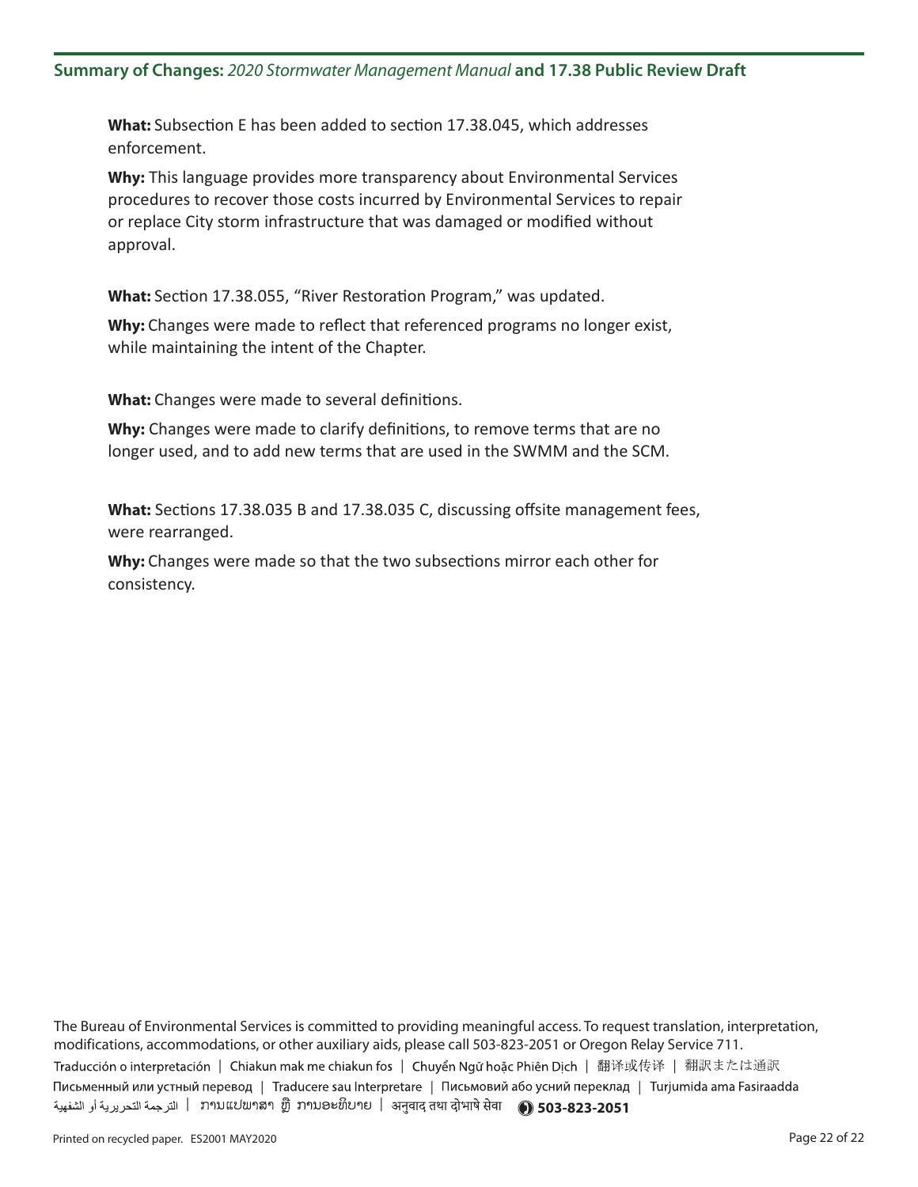**What:** Subsection E has been added to section 17.38.045, which addresses enforcement.

**Why:** This language provides more transparency about Environmental Services procedures to recover those costs incurred by Environmental Services to repair or replace City storm infrastructure that was damaged or modified without approval.

**What:** Section 17.38.055, "River Restoration Program," was updated.

**Why:** Changes were made to reflect that referenced programs no longer exist, while maintaining the intent of the Chapter.

**What:** Changes were made to several definitions.

**Why:** Changes were made to clarify definitions, to remove terms that are no longer used, and to add new terms that are used in the SWMM and the SCM.

**What:** Sections 17.38.035 B and 17.38.035 C, discussing offsite management fees, were rearranged.

**Why:** Changes were made so that the two subsections mirror each other for consistency.

The Bureau of Environmental Services is committed to providing meaningful access. To request translation, interpretation, modifications, accommodations, or other auxiliary aids, please call 503-823-2051 or Oregon Relay Service 711.

Traducción o interpretación | Chiakun mak me chiakun fos | Chuyển Ngữ hoặc Phiên Dịch | 翻译或传译 | 翻訳または通訳

Письменный или устный перевод | Traducere sau Interpretare | Письмовий або усний переклад | Turjumida ama Fasiraadda

الترجمة التحريرية أو الشفهية | ການແປພາສາ ຫຼື ການອະທິບາຍ | अनुवाद तथा दोभाषे सेवा **503-823-2051**

Printed on recycled paper. ES2001 MAY2020